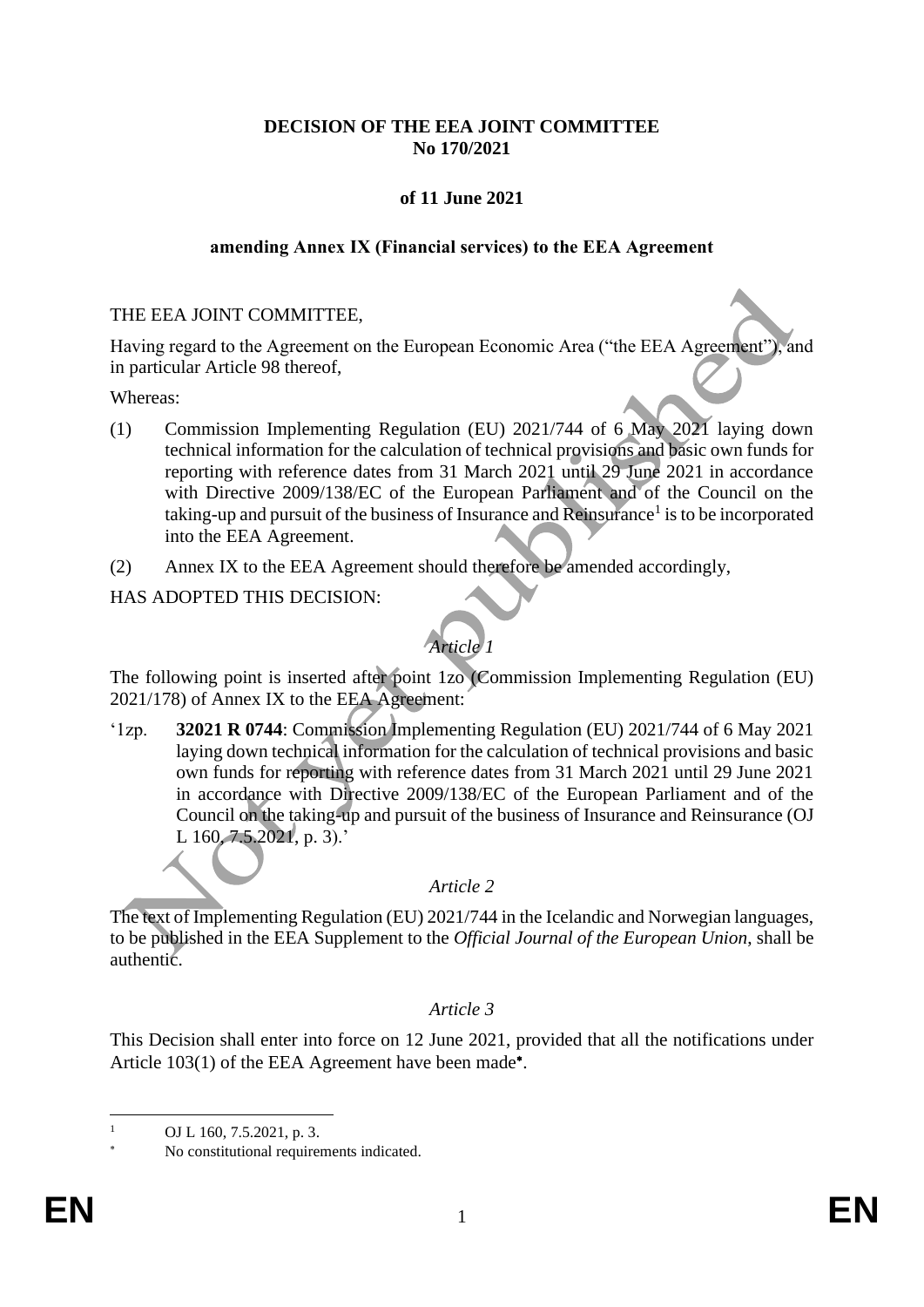**DECISION OF THE EEA JOINT COMMITTEE**
**No 170/2021**

**of 11 June 2021**

**amending Annex IX (Financial services) to the EEA Agreement**

THE EEA JOINT COMMITTEE,

Having regard to the Agreement on the European Economic Area ("the EEA Agreement"), and in particular Article 98 thereof,

Whereas:

(1) Commission Implementing Regulation (EU) 2021/744 of 6 May 2021 laying down technical information for the calculation of technical provisions and basic own funds for reporting with reference dates from 31 March 2021 until 29 June 2021 in accordance with Directive 2009/138/EC of the European Parliament and of the Council on the taking-up and pursuit of the business of Insurance and Reinsurance[1] is to be incorporated into the EEA Agreement.

(2) Annex IX to the EEA Agreement should therefore be amended accordingly,

HAS ADOPTED THIS DECISION:

*Article 1*

The following point is inserted after point 1zo (Commission Implementing Regulation (EU) 2021/178) of Annex IX to the EEA Agreement:

'1zp. **32021 R 0744**: Commission Implementing Regulation (EU) 2021/744 of 6 May 2021 laying down technical information for the calculation of technical provisions and basic own funds for reporting with reference dates from 31 March 2021 until 29 June 2021 in accordance with Directive 2009/138/EC of the European Parliament and of the Council on the taking-up and pursuit of the business of Insurance and Reinsurance (OJ L 160, 7.5.2021, p. 3).'

*Article 2*

The text of Implementing Regulation (EU) 2021/744 in the Icelandic and Norwegian languages, to be published in the EEA Supplement to the *Official Journal of the European Union*, shall be authentic.

*Article 3*

This Decision shall enter into force on 12 June 2021, provided that all the notifications under Article 103(1) of the EEA Agreement have been made[*].

---

[1] OJ L 160, 7.5.2021, p. 3.

[*] No constitutional requirements indicated.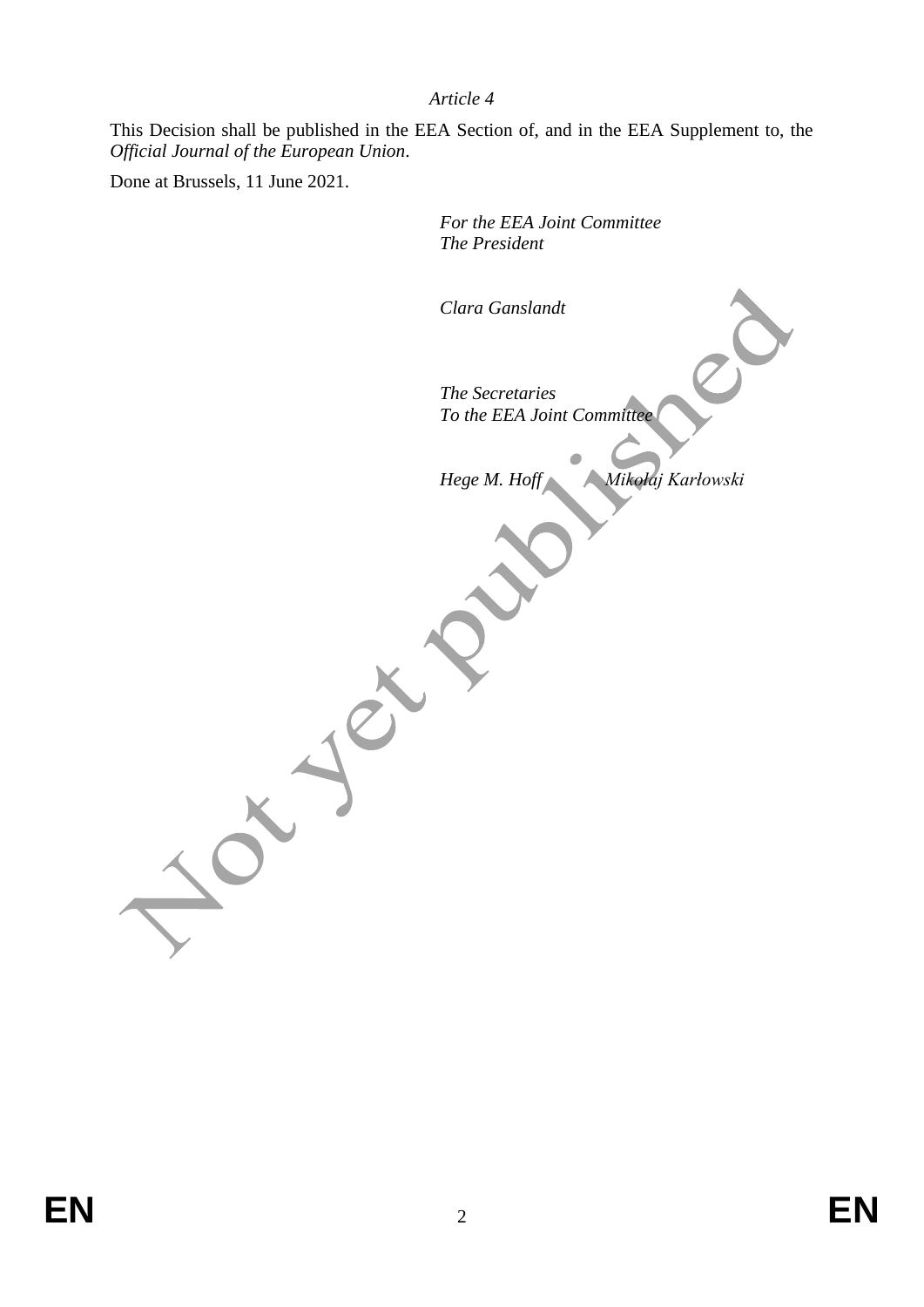*Article 4*

This Decision shall be published in the EEA Section of, and in the EEA Supplement to, the *Official Journal of the European Union*.

Done at Brussels, 11 June 2021.

*For the EEA Joint Committee*
*The President*

*Clara Ganslandt*

*The Secretaries*
*To the EEA Joint Committee*

*Hege M. Hoff* *Mikołaj Karłowski*